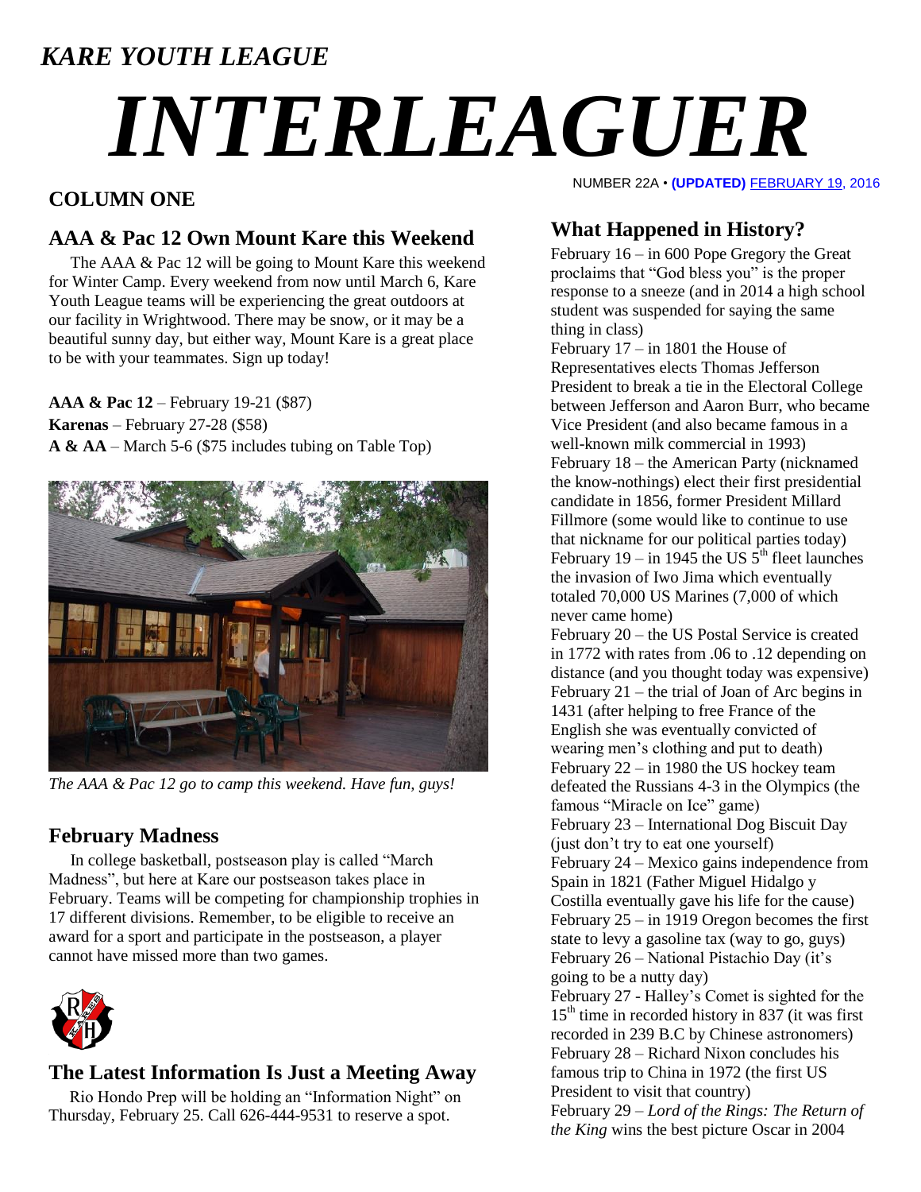*KARE YOUTH LEAGUE*

# *INTERLEAGUER*

NUMBER 22A • **(UPDATED)** FEBRUARY 19, 2016

## COLUMN ONE

### AAA & Pac 12 Own Mount Kare this Weekend

The AAA & Pac 12 will be going to Mount Kare this weekend for Winter Camp. Every weekend from now until March 6, Kare Youth League teams will be experiencing the great outdoors at our facility in Wrightwood. There may be snow, or it may be a beautiful sunny day, but either way, Mount Kare is a great place to be with your teammates. Sign up today!

**AAA & Pac 12** – February 19-21 ($87)
**Karenas** – February 27-28 ($58)
**A & AA** – March 5-6 ($75 includes tubing on Table Top)

*The AAA & Pac 12 go to camp this weekend. Have fun, guys!*

### February Madness

In college basketball, postseason play is called "March Madness", but here at Kare our postseason takes place in February. Teams will be competing for championship trophies in 17 different divisions. Remember, to be eligible to receive an award for a sport and participate in the postseason, a player cannot have missed more than two games.

### The Latest Information Is Just a Meeting Away

Rio Hondo Prep will be holding an "Information Night" on Thursday, February 25. Call 626-444-9531 to reserve a spot.

### What Happened in History?

February 16 – in 600 Pope Gregory the Great proclaims that "God bless you" is the proper response to a sneeze (and in 2014 a high school student was suspended for saying the same thing in class)
February 17 – in 1801 the House of Representatives elects Thomas Jefferson President to break a tie in the Electoral College between Jefferson and Aaron Burr, who became Vice President (and also became famous in a well-known milk commercial in 1993)
February 18 – the American Party (nicknamed the know-nothings) elect their first presidential candidate in 1856, former President Millard Fillmore (some would like to continue to use that nickname for our political parties today)
February 19 – in 1945 the US 5th fleet launches the invasion of Iwo Jima which eventually totaled 70,000 US Marines (7,000 of which never came home)
February 20 – the US Postal Service is created in 1772 with rates from .06 to .12 depending on distance (and you thought today was expensive)
February 21 – the trial of Joan of Arc begins in 1431 (after helping to free France of the English she was eventually convicted of wearing men's clothing and put to death)
February 22 – in 1980 the US hockey team defeated the Russians 4-3 in the Olympics (the famous "Miracle on Ice" game)
February 23 – International Dog Biscuit Day (just don't try to eat one yourself)
February 24 – Mexico gains independence from Spain in 1821 (Father Miguel Hidalgo y Costilla eventually gave his life for the cause)
February 25 – in 1919 Oregon becomes the first state to levy a gasoline tax (way to go, guys)
February 26 – National Pistachio Day (it's going to be a nutty day)
February 27 - Halley's Comet is sighted for the 15th time in recorded history in 837 (it was first recorded in 239 B.C by Chinese astronomers)
February 28 – Richard Nixon concludes his famous trip to China in 1972 (the first US President to visit that country)
February 29 – *Lord of the Rings: The Return of the King* wins the best picture Oscar in 2004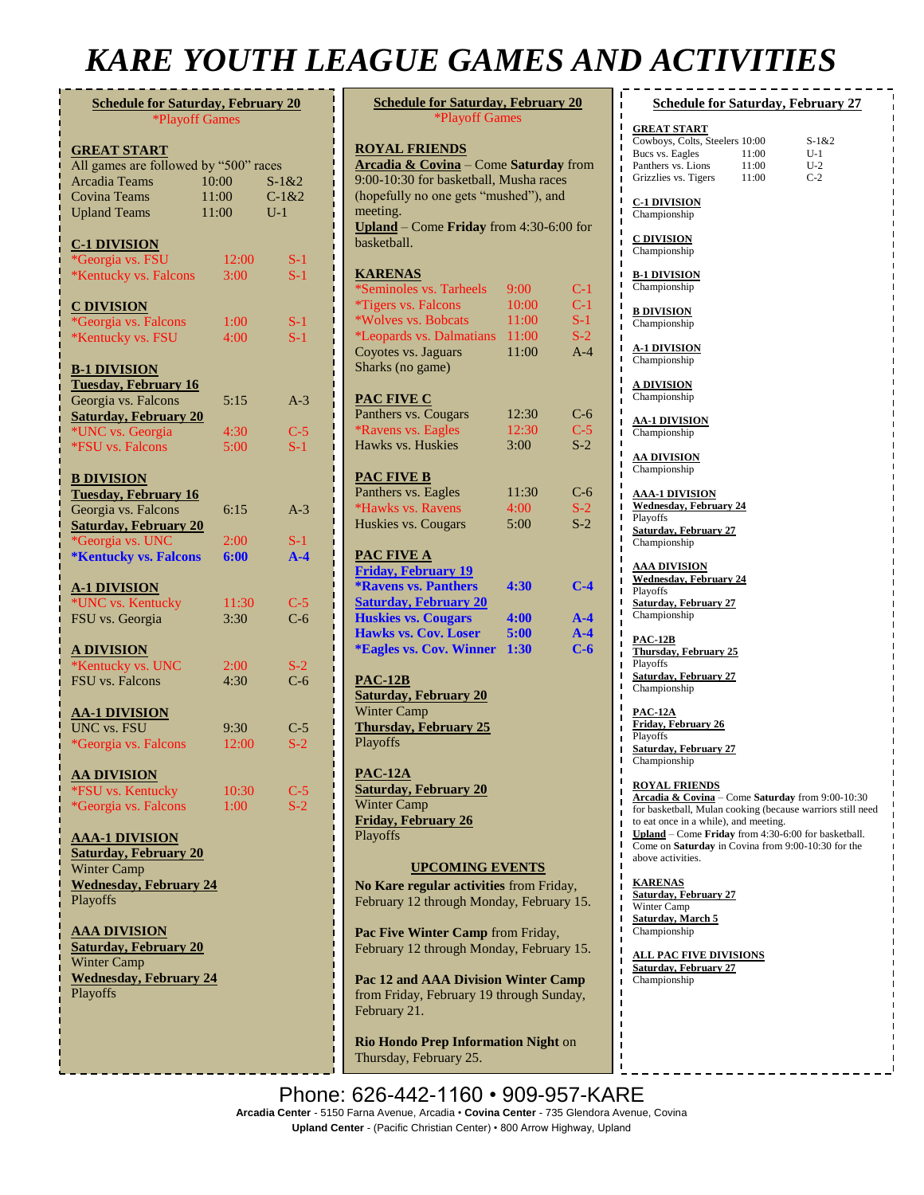# KARE YOUTH LEAGUE GAMES AND ACTIVITIES

## Schedule for Saturday, February 20

*Playoff Games

### GREAT START

All games are followed by "500" races

| | | |
|---|---|---|
| Arcadia Teams | 10:00 | S-1&2 |
| Covina Teams | 11:00 | C-1&2 |
| Upland Teams | 11:00 | U-1 |

### C-1 DIVISION

| | | |
|---|---|---|
| *Georgia vs. FSU | 12:00 | S-1 |
| *Kentucky vs. Falcons | 3:00 | S-1 |

### C DIVISION

| | | |
|---|---|---|
| *Georgia vs. Falcons | 1:00 | S-1 |
| *Kentucky vs. FSU | 4:00 | S-1 |

### B-1 DIVISION

**Tuesday, February 16**

| | | |
|---|---|---|
| Georgia vs. Falcons | 5:15 | A-3 |

**Saturday, February 20**

| | | |
|---|---|---|
| *UNC vs. Georgia | 4:30 | C-5 |
| *FSU vs. Falcons | 5:00 | S-1 |

### B DIVISION

**Tuesday, February 16**

| | | |
|---|---|---|
| Georgia vs. Falcons | 6:15 | A-3 |

**Saturday, February 20**

| | | |
|---|---|---|
| *Georgia vs. UNC | 2:00 | S-1 |
| **\*Kentucky vs. Falcons** | **6:00** | **A-4** |

### A-1 DIVISION

| | | |
|---|---|---|
| *UNC vs. Kentucky | 11:30 | C-5 |
| FSU vs. Georgia | 3:30 | C-6 |

### A DIVISION

| | | |
|---|---|---|
| *Kentucky vs. UNC | 2:00 | S-2 |
| FSU vs. Falcons | 4:30 | C-6 |

### AA-1 DIVISION

| | | |
|---|---|---|
| UNC vs. FSU | 9:30 | C-5 |
| *Georgia vs. Falcons | 12:00 | S-2 |

### AA DIVISION

| | | |
|---|---|---|
| *FSU vs. Kentucky | 10:30 | C-5 |
| *Georgia vs. Falcons | 1:00 | S-2 |

### AAA-1 DIVISION

**Saturday, February 20**
Winter Camp
**Wednesday, February 24**
Playoffs

### AAA DIVISION

**Saturday, February 20**
Winter Camp
**Wednesday, February 24**
Playoffs

## Schedule for Saturday, February 20

*Playoff Games

### ROYAL FRIENDS

**Arcadia & Covina** – Come **Saturday** from 9:00-10:30 for basketball, Musha races (hopefully no one gets "mushed"), and meeting.

**Upland** – Come **Friday** from 4:30-6:00 for basketball.

### KARENAS

| | | |
|---|---|---|
| *Seminoles vs. Tarheels | 9:00 | C-1 |
| *Tigers vs. Falcons | 10:00 | C-1 |
| *Wolves vs. Bobcats | 11:00 | S-1 |
| *Leopards vs. Dalmatians | 11:00 | S-2 |
| Coyotes vs. Jaguars | 11:00 | A-4 |
| Sharks (no game) | | |

### PAC FIVE C

| | | |
|---|---|---|
| Panthers vs. Cougars | 12:30 | C-6 |
| *Ravens vs. Eagles | 12:30 | C-5 |
| Hawks vs. Huskies | 3:00 | S-2 |

### PAC FIVE B

| | | |
|---|---|---|
| Panthers vs. Eagles | 11:30 | C-6 |
| *Hawks vs. Ravens | 4:00 | S-2 |
| Huskies vs. Cougars | 5:00 | S-2 |

### PAC FIVE A

**Friday, February 19**

| | | |
|---|---|---|
| **\*Ravens vs. Panthers** | **4:30** | **C-4** |

**Saturday, February 20**

| | | |
|---|---|---|
| **Huskies vs. Cougars** | **4:00** | **A-4** |
| **Hawks vs. Cov. Loser** | **5:00** | **A-4** |
| **\*Eagles vs. Cov. Winner** | **1:30** | **C-6** |

### PAC-12B

**Saturday, February 20**
Winter Camp
**Thursday, February 25**
Playoffs

### PAC-12A

**Saturday, February 20**
Winter Camp
**Friday, February 26**
Playoffs

### UPCOMING EVENTS

**No Kare regular activities** from Friday, February 12 through Monday, February 15.

**Pac Five Winter Camp** from Friday, February 12 through Monday, February 15.

**Pac 12 and AAA Division Winter Camp** from Friday, February 19 through Sunday, February 21.

**Rio Hondo Prep Information Night** on Thursday, February 25.

## Schedule for Saturday, February 27

### GREAT START

| | | |
|---|---|---|
| Cowboys, Colts, Steelers | 10:00 | S-1&2 |
| Bucs vs. Eagles | 11:00 | U-1 |
| Panthers vs. Lions | 11:00 | U-2 |
| Grizzlies vs. Tigers | 11:00 | C-2 |

### C-1 DIVISION

Championship

### C DIVISION

Championship

### B-1 DIVISION

Championship

### B DIVISION

Championship

### A-1 DIVISION

Championship

### A DIVISION

Championship

### AA-1 DIVISION

Championship

### AA DIVISION

Championship

### AAA-1 DIVISION

**Wednesday, February 24**
Playoffs
**Saturday, February 27**
Championship

### AAA DIVISION

**Wednesday, February 24**
Playoffs
**Saturday, February 27**
Championship

### PAC-12B

**Thursday, February 25**
Playoffs
**Saturday, February 27**
Championship

### PAC-12A

**Friday, February 26**
Playoffs
**Saturday, February 27**
Championship

### ROYAL FRIENDS

**Arcadia & Covina** – Come **Saturday** from 9:00-10:30 for basketball, Mulan cooking (because warriors still need to eat once in a while), and meeting.

**Upland** – Come **Friday** from 4:30-6:00 for basketball. Come on **Saturday** in Covina from 9:00-10:30 for the above activities.

### KARENAS

**Saturday, February 27**
Winter Camp
**Saturday, March 5**
Championship

### ALL PAC FIVE DIVISIONS

**Saturday, February 27**
Championship

Phone: 626-442-1160 • 909-957-KARE

**Arcadia Center** - 5150 Farna Avenue, Arcadia • **Covina Center** - 735 Glendora Avenue, Covina

**Upland Center** - (Pacific Christian Center) • 800 Arrow Highway, Upland